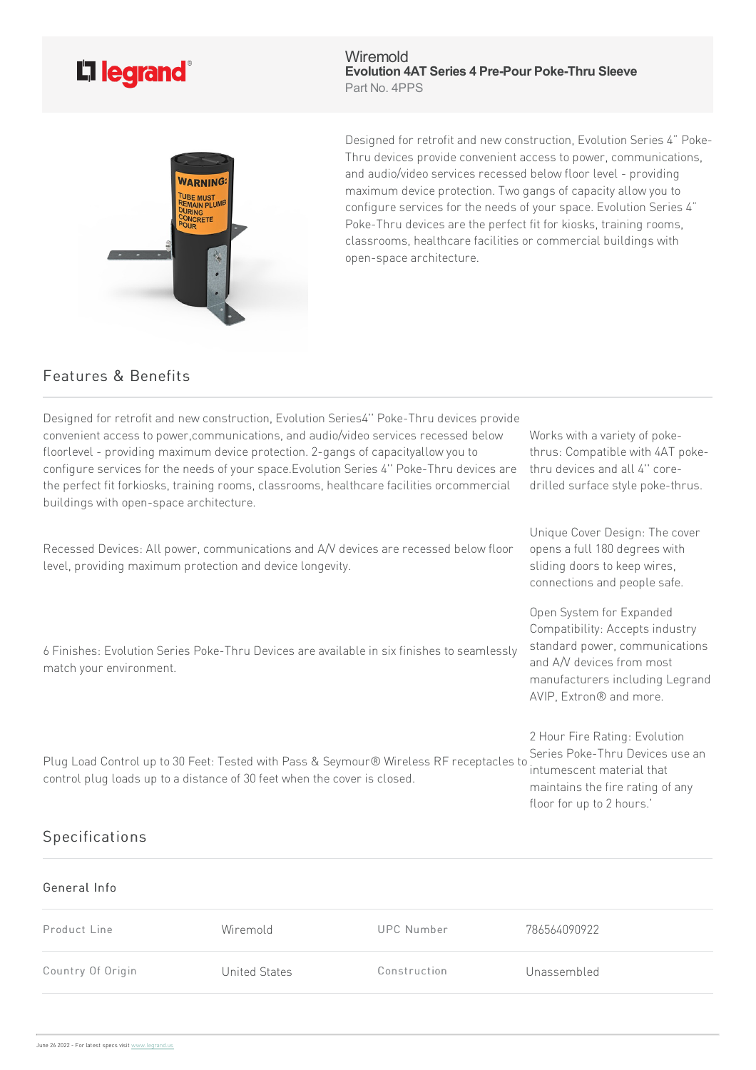Wiremold
**Evolution 4AT Series 4 Pre-Pour Poke-Thru Sleeve**
Part No. 4PPS

Designed for retrofit and new construction, Evolution Series 4" Poke-Thru devices provide convenient access to power, communications, and audio/video services recessed below floor level - providing maximum device protection. Two gangs of capacity allow you to configure services for the needs of your space. Evolution Series 4" Poke-Thru devices are the perfect fit for kiosks, training rooms, classrooms, healthcare facilities or commercial buildings with open-space architecture.

## Features & Benefits

Designed for retrofit and new construction, Evolution Series4" Poke-Thru devices provide convenient access to power,communications, and audio/video services recessed below floorlevel - providing maximum device protection. 2-gangs of capacityallow you to configure services for the needs of your space.Evolution Series 4" Poke-Thru devices are the perfect fit forkiosks, training rooms, classrooms, healthcare facilities orcommercial buildings with open-space architecture.

Works with a variety of poke-thrus: Compatible with 4AT poke-thru devices and all 4" core-drilled surface style poke-thrus.

Recessed Devices: All power, communications and A/V devices are recessed below floor level, providing maximum protection and device longevity.

Unique Cover Design: The cover opens a full 180 degrees with sliding doors to keep wires, connections and people safe.

6 Finishes: Evolution Series Poke-Thru Devices are available in six finishes to seamlessly match your environment.

Open System for Expanded Compatibility: Accepts industry standard power, communications and A/V devices from most manufacturers including Legrand AVIP, Extron® and more.

Plug Load Control up to 30 Feet: Tested with Pass & Seymour® Wireless RF receptacles to control plug loads up to a distance of 30 feet when the cover is closed.

2 Hour Fire Rating: Evolution Series Poke-Thru Devices use an intumescent material that maintains the fire rating of any floor for up to 2 hours.'

## Specifications

### General Info

| | | | |
|---|---|---|---|
| Product Line | Wiremold | UPC Number | 786564090922 |
| Country Of Origin | United States | Construction | Unassembled |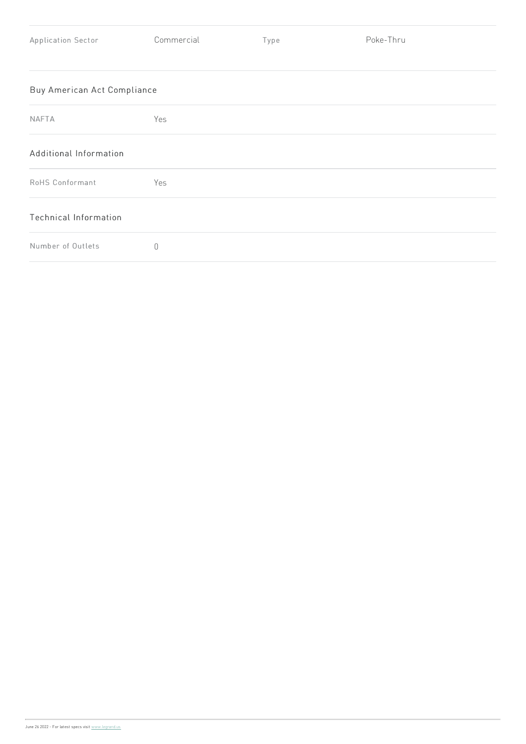| | | | |
|---|---|---|---|
| Application Sector | Commercial | Type | Poke-Thru |

## Buy American Act Compliance

| | |
|---|---|
| NAFTA | Yes |

## Additional Information

| | |
|---|---|
| RoHS Conformant | Yes |

## Technical Information

| | |
|---|---|
| Number of Outlets | 0 |

June 26 2022 - For latest specs visit www.legrand.us